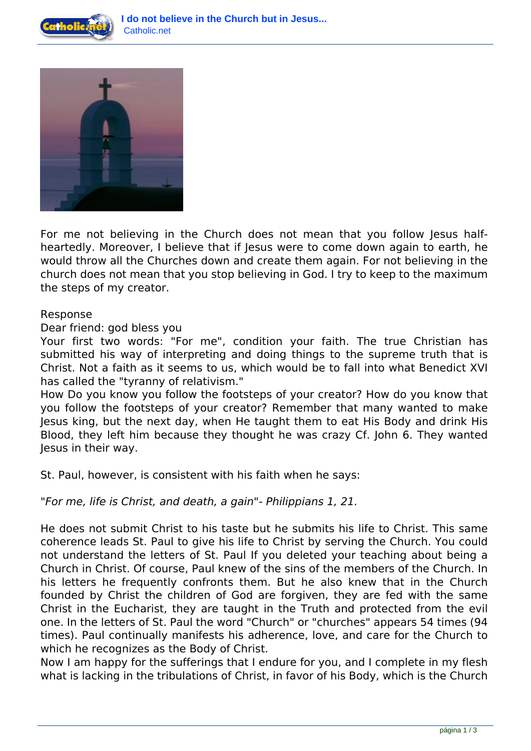For me not believing in the Church does not mean that you follow Jesus half-heartedly. Moreover, I believe that if Jesus were to come down again to earth, he would throw all the Churches down and create them again. For not believing in the church does not mean that you stop believing in God. I try to keep to the maximum the steps of my creator.

Response

Dear friend: god bless you

Your first two words: "For me", condition your faith. The true Christian has submitted his way of interpreting and doing things to the supreme truth that is Christ. Not a faith as it seems to us, which would be to fall into what Benedict XVI has called the "tyranny of relativism."

How Do you know you follow the footsteps of your creator? How do you know that you follow the footsteps of your creator? Remember that many wanted to make Jesus king, but the next day, when He taught them to eat His Body and drink His Blood, they left him because they thought he was crazy Cf. John 6. They wanted Jesus in their way.

St. Paul, however, is consistent with his faith when he says:

"*For me, life is Christ, and death, a gain*"- *Philippians 1, 21.*

He does not submit Christ to his taste but he submits his life to Christ. This same coherence leads St. Paul to give his life to Christ by serving the Church. You could not understand the letters of St. Paul If you deleted your teaching about being a Church in Christ. Of course, Paul knew of the sins of the members of the Church. In his letters he frequently confronts them. But he also knew that in the Church founded by Christ the children of God are forgiven, they are fed with the same Christ in the Eucharist, they are taught in the Truth and protected from the evil one. In the letters of St. Paul the word "Church" or "churches" appears 54 times (94 times). Paul continually manifests his adherence, love, and care for the Church to which he recognizes as the Body of Christ.

Now I am happy for the sufferings that I endure for you, and I complete in my flesh what is lacking in the tribulations of Christ, in favor of his Body, which is the Church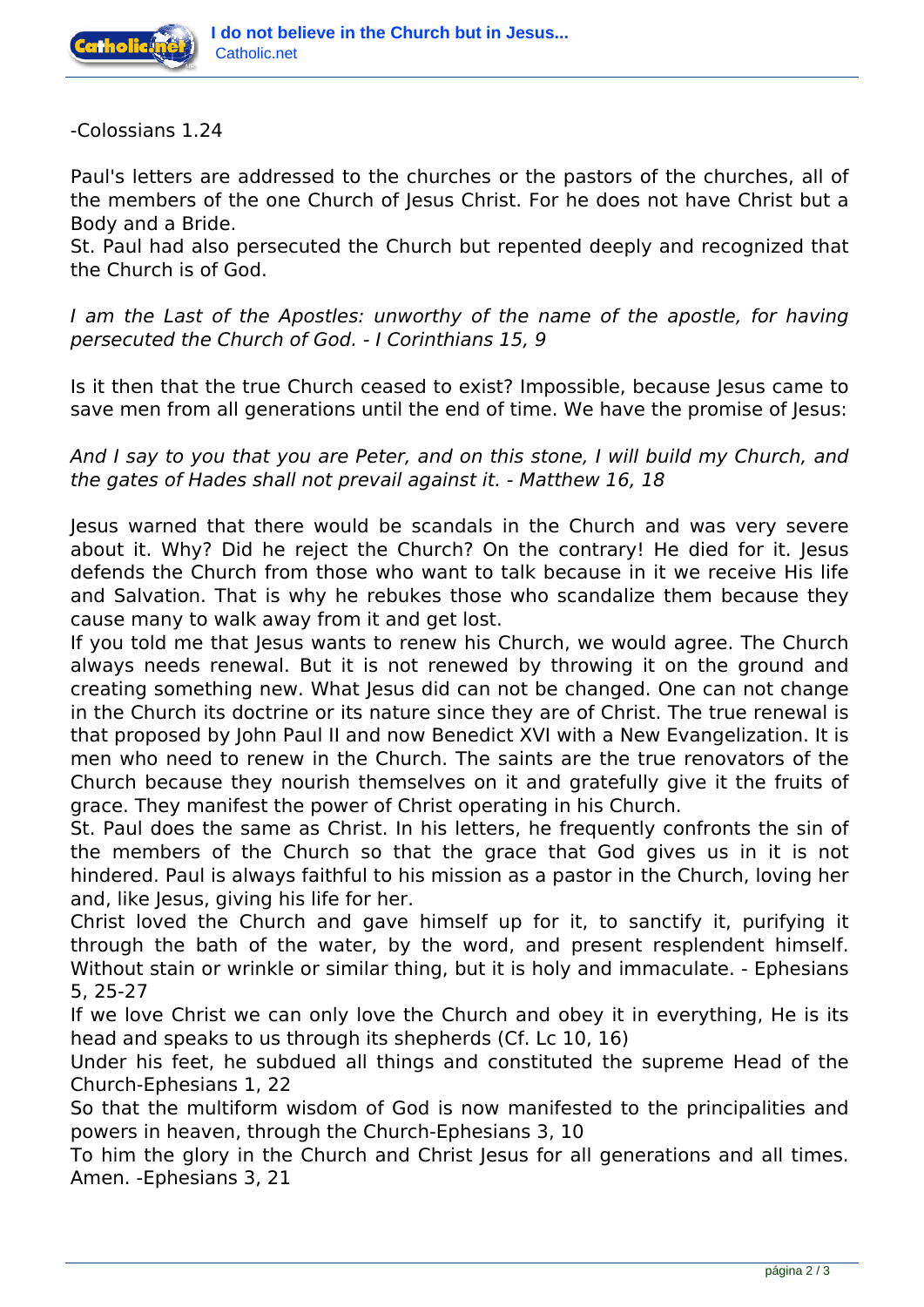-Colossians 1.24

Paul's letters are addressed to the churches or the pastors of the churches, all of the members of the one Church of Jesus Christ. For he does not have Christ but a Body and a Bride.
St. Paul had also persecuted the Church but repented deeply and recognized that the Church is of God.

*I am the Last of the Apostles: unworthy of the name of the apostle, for having persecuted the Church of God. - I Corinthians 15, 9*

Is it then that the true Church ceased to exist? Impossible, because Jesus came to save men from all generations until the end of time. We have the promise of Jesus:

*And I say to you that you are Peter, and on this stone, I will build my Church, and the gates of Hades shall not prevail against it. - Matthew 16, 18*

Jesus warned that there would be scandals in the Church and was very severe about it. Why? Did he reject the Church? On the contrary! He died for it. Jesus defends the Church from those who want to talk because in it we receive His life and Salvation. That is why he rebukes those who scandalize them because they cause many to walk away from it and get lost.
If you told me that Jesus wants to renew his Church, we would agree. The Church always needs renewal. But it is not renewed by throwing it on the ground and creating something new. What Jesus did can not be changed. One can not change in the Church its doctrine or its nature since they are of Christ. The true renewal is that proposed by John Paul II and now Benedict XVI with a New Evangelization. It is men who need to renew in the Church. The saints are the true renovators of the Church because they nourish themselves on it and gratefully give it the fruits of grace. They manifest the power of Christ operating in his Church.
St. Paul does the same as Christ. In his letters, he frequently confronts the sin of the members of the Church so that the grace that God gives us in it is not hindered. Paul is always faithful to his mission as a pastor in the Church, loving her and, like Jesus, giving his life for her.
Christ loved the Church and gave himself up for it, to sanctify it, purifying it through the bath of the water, by the word, and present resplendent himself. Without stain or wrinkle or similar thing, but it is holy and immaculate. - Ephesians 5, 25-27
If we love Christ we can only love the Church and obey it in everything, He is its head and speaks to us through its shepherds (Cf. Lc 10, 16)
Under his feet, he subdued all things and constituted the supreme Head of the Church-Ephesians 1, 22
So that the multiform wisdom of God is now manifested to the principalities and powers in heaven, through the Church-Ephesians 3, 10
To him the glory in the Church and Christ Jesus for all generations and all times. Amen. -Ephesians 3, 21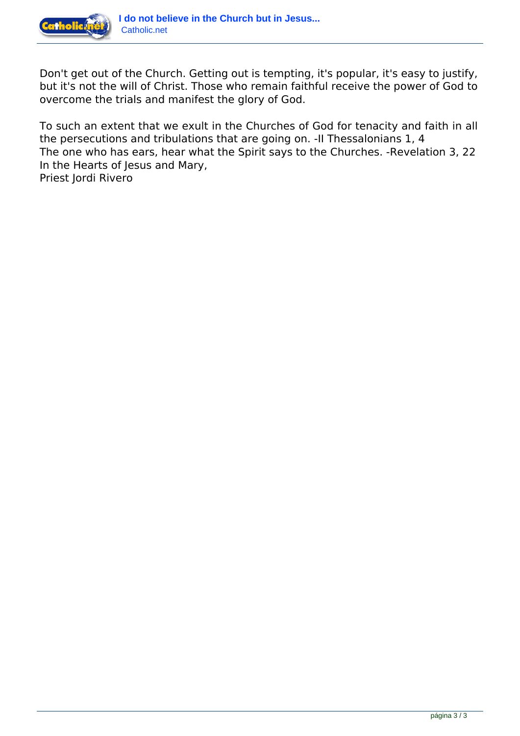Don't get out of the Church. Getting out is tempting, it's popular, it's easy to justify, but it's not the will of Christ. Those who remain faithful receive the power of God to overcome the trials and manifest the glory of God.

To such an extent that we exult in the Churches of God for tenacity and faith in all the persecutions and tribulations that are going on. -II Thessalonians 1, 4
The one who has ears, hear what the Spirit says to the Churches. -Revelation 3, 22
In the Hearts of Jesus and Mary,
Priest Jordi Rivero